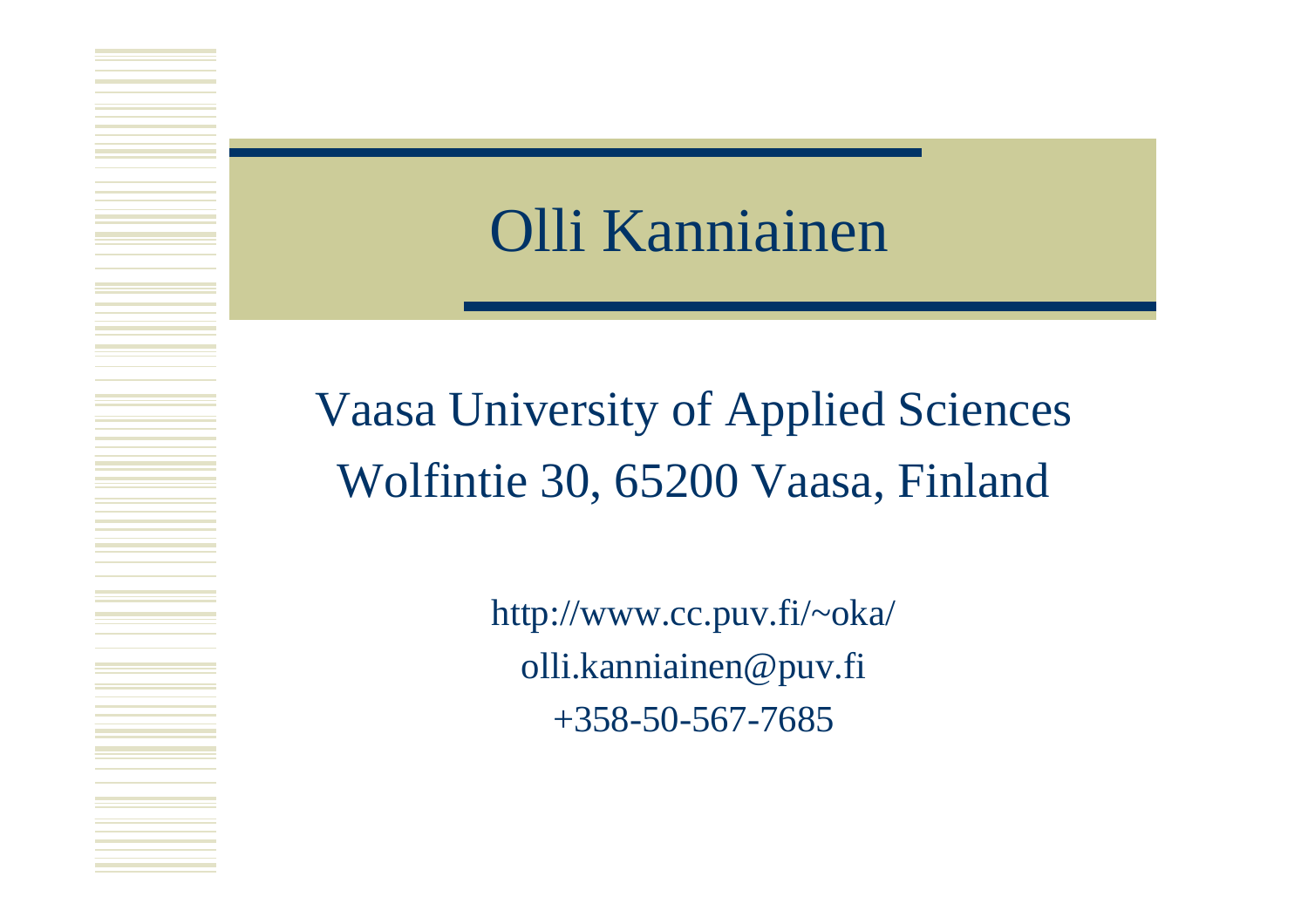# Olli Kanniainen

Vaasa University of Applied Sciences

Wolfintie 30, 65200 Vaasa, Finland

http://www.cc.puv.fi/~oka/

olli.kanniainen@puv.fi

+358-50-567-7685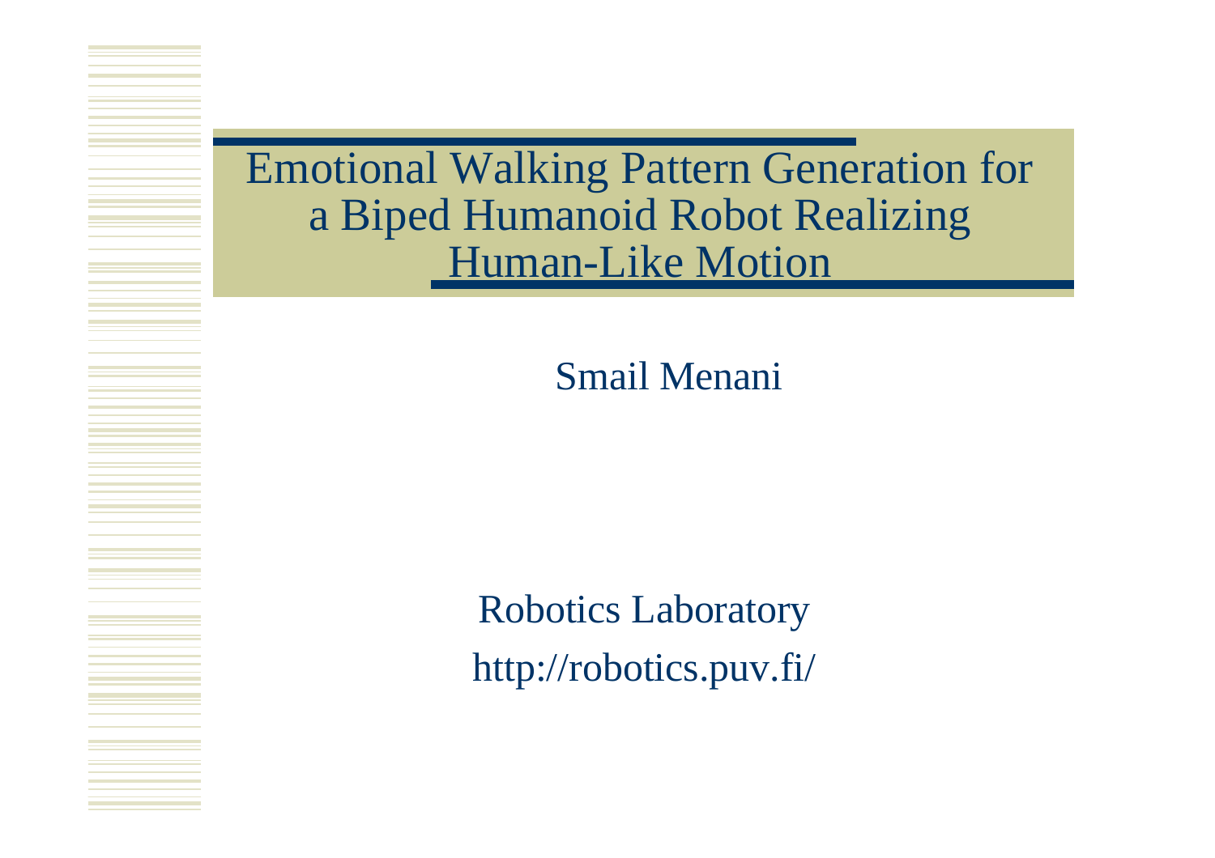# Emotional Walking Pattern Generation for a Biped Humanoid Robot Realizing Human-Like Motion

Smail Menani

Robotics Laboratory

http://robotics.puv.fi/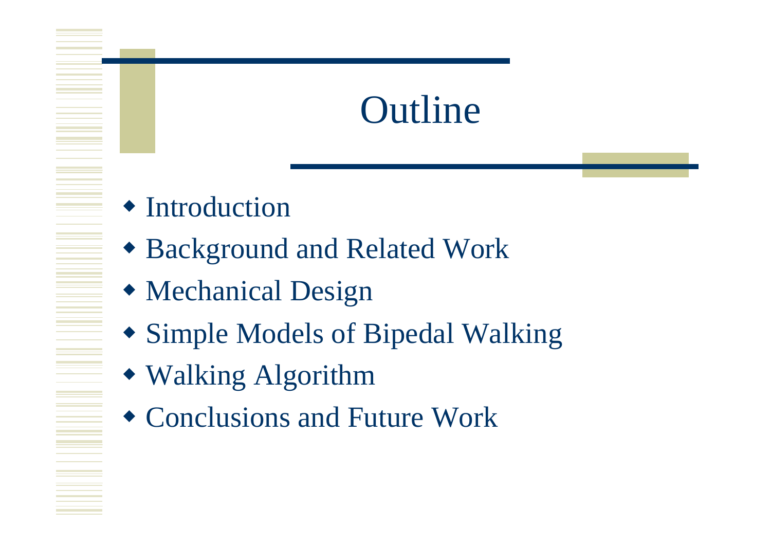# Outline

- Introduction
- Background and Related Work
- Mechanical Design
- Simple Models of Bipedal Walking
- Walking Algorithm
- Conclusions and Future Work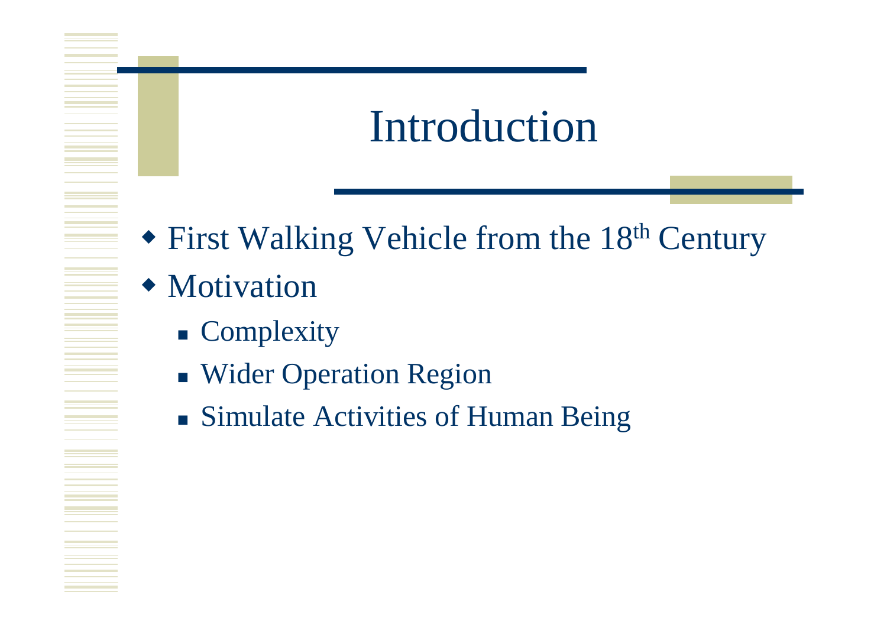# Introduction

- First Walking Vehicle from the 18th Century
- Motivation
  - Complexity
  - Wider Operation Region
  - Simulate Activities of Human Being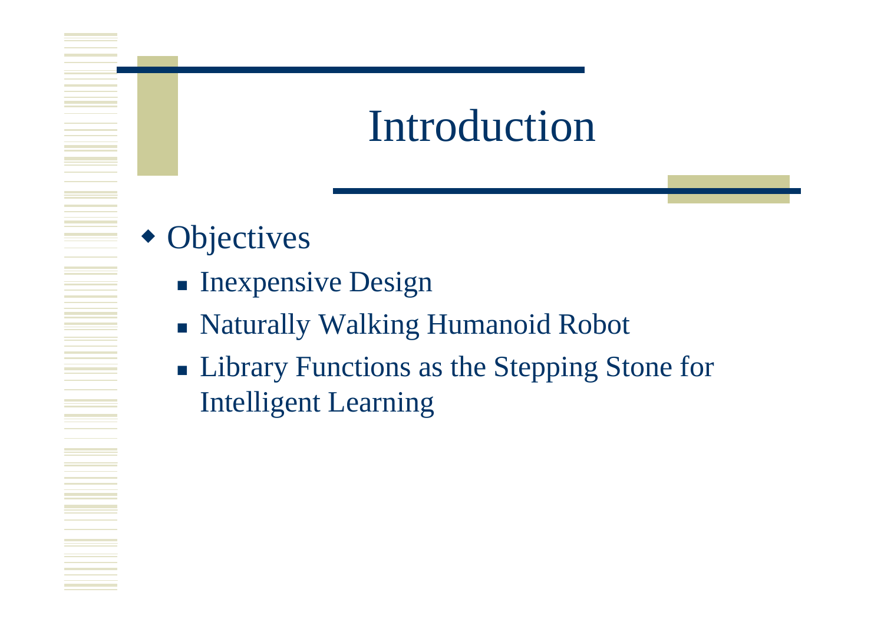# Introduction

- Objectives
  - Inexpensive Design
  - Naturally Walking Humanoid Robot
  - Library Functions as the Stepping Stone for Intelligent Learning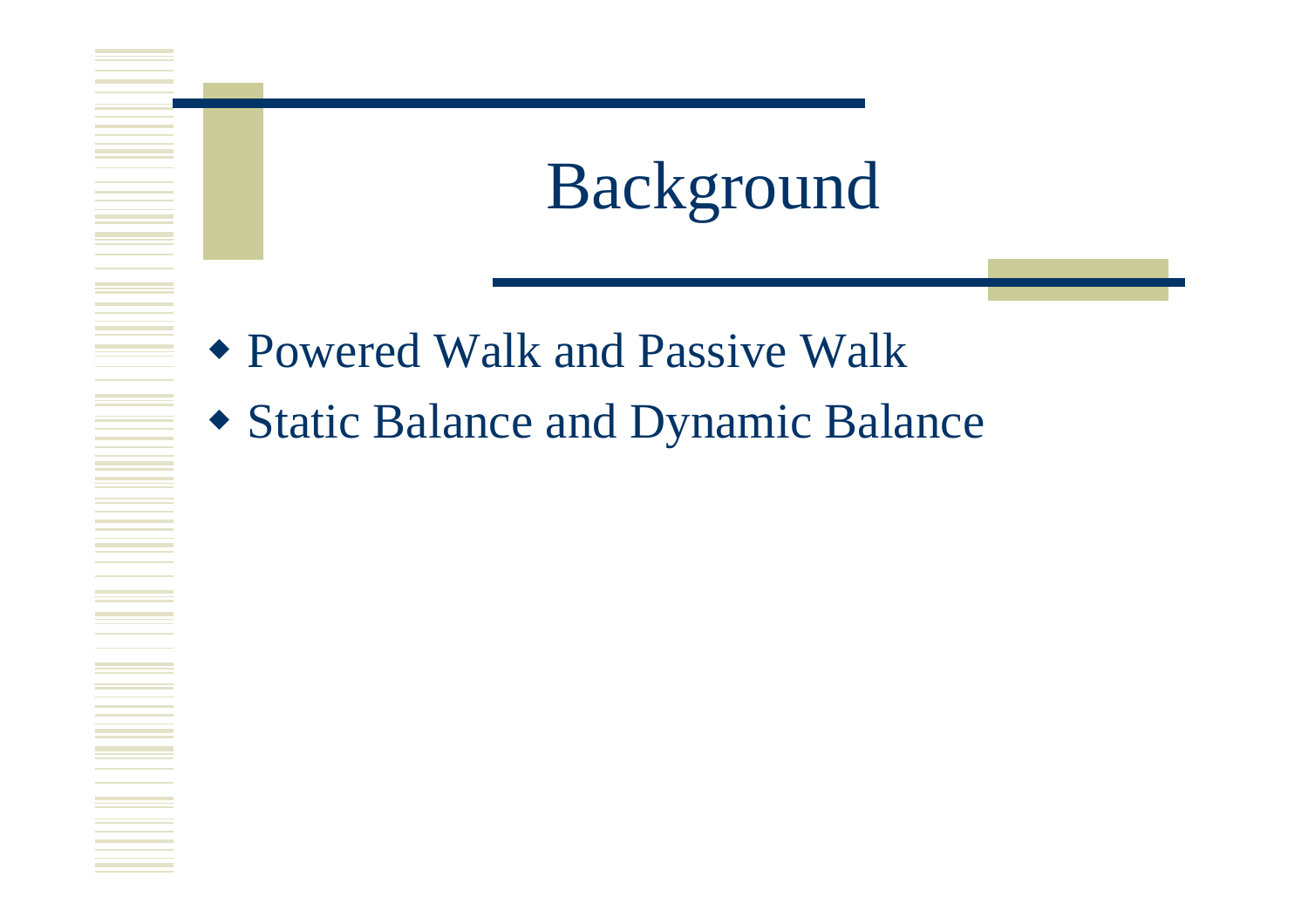# Background

- Powered Walk and Passive Walk
- Static Balance and Dynamic Balance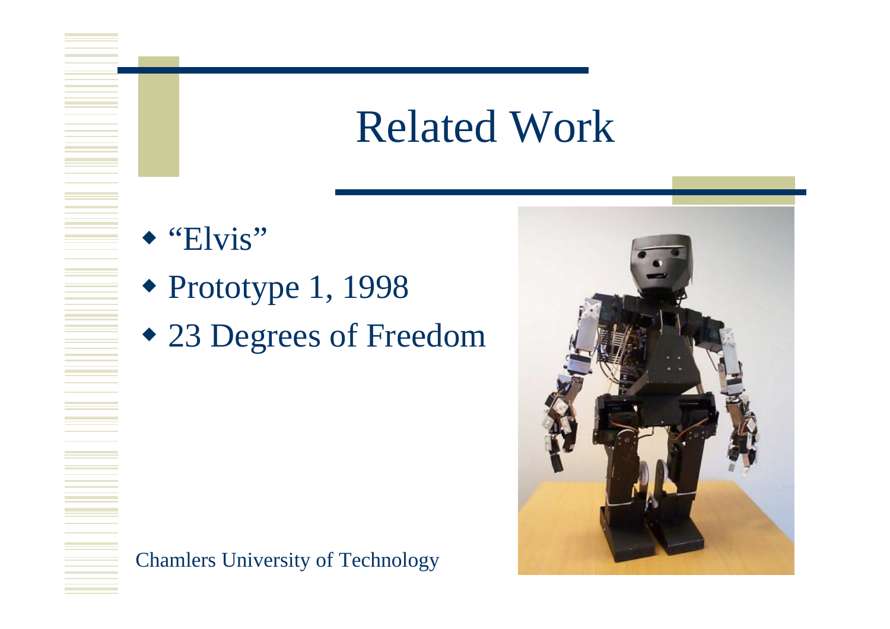# Related Work

- "Elvis"
- Prototype 1, 1998
- 23 Degrees of Freedom

Chamlers University of Technology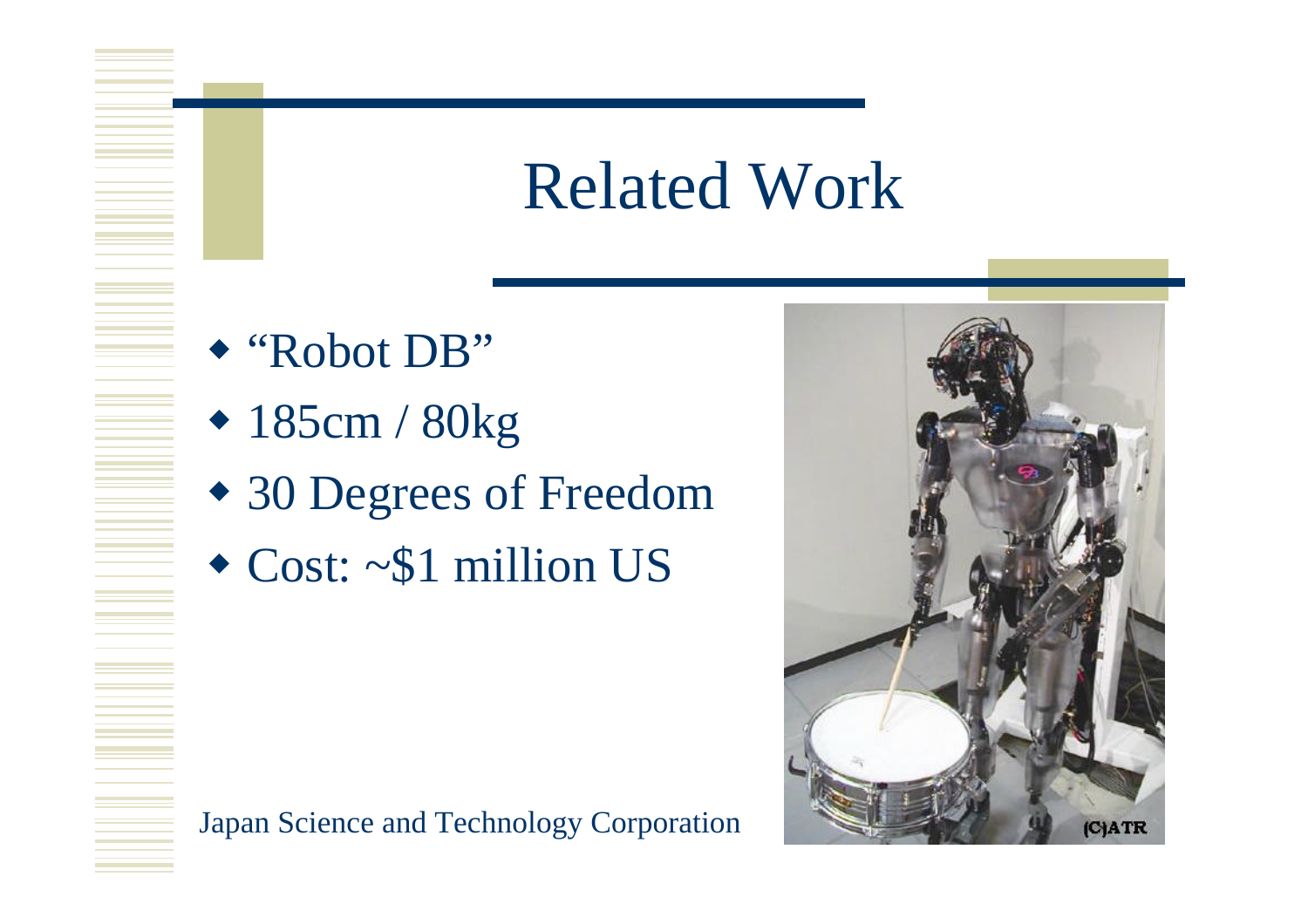# Related Work

- "Robot DB"
- 185cm / 80kg
- 30 Degrees of Freedom
- Cost: ~$1 million US

Japan Science and Technology Corporation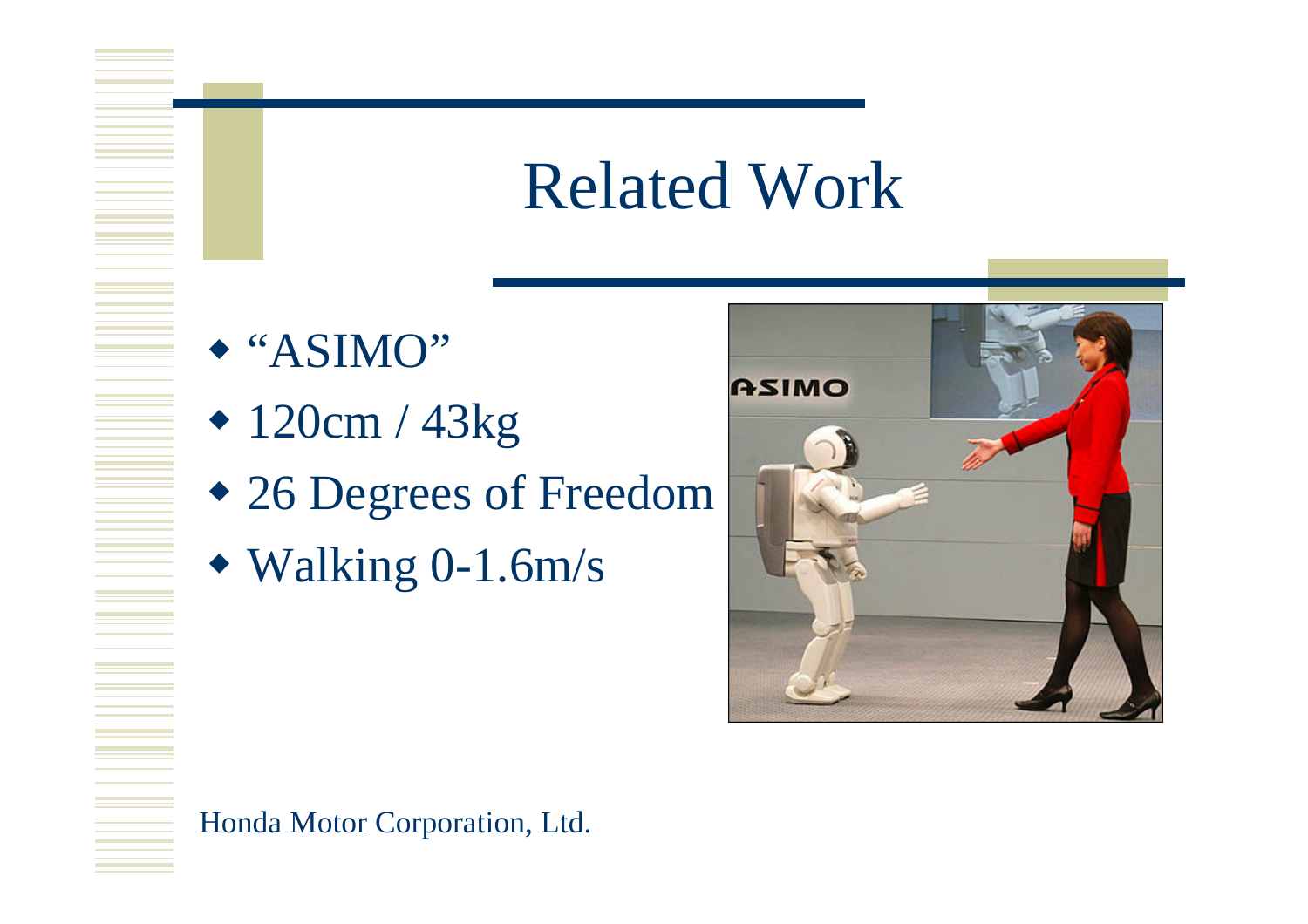# Related Work

- "ASIMO"
- 120cm / 43kg
- 26 Degrees of Freedom
- Walking 0-1.6m/s

Honda Motor Corporation, Ltd.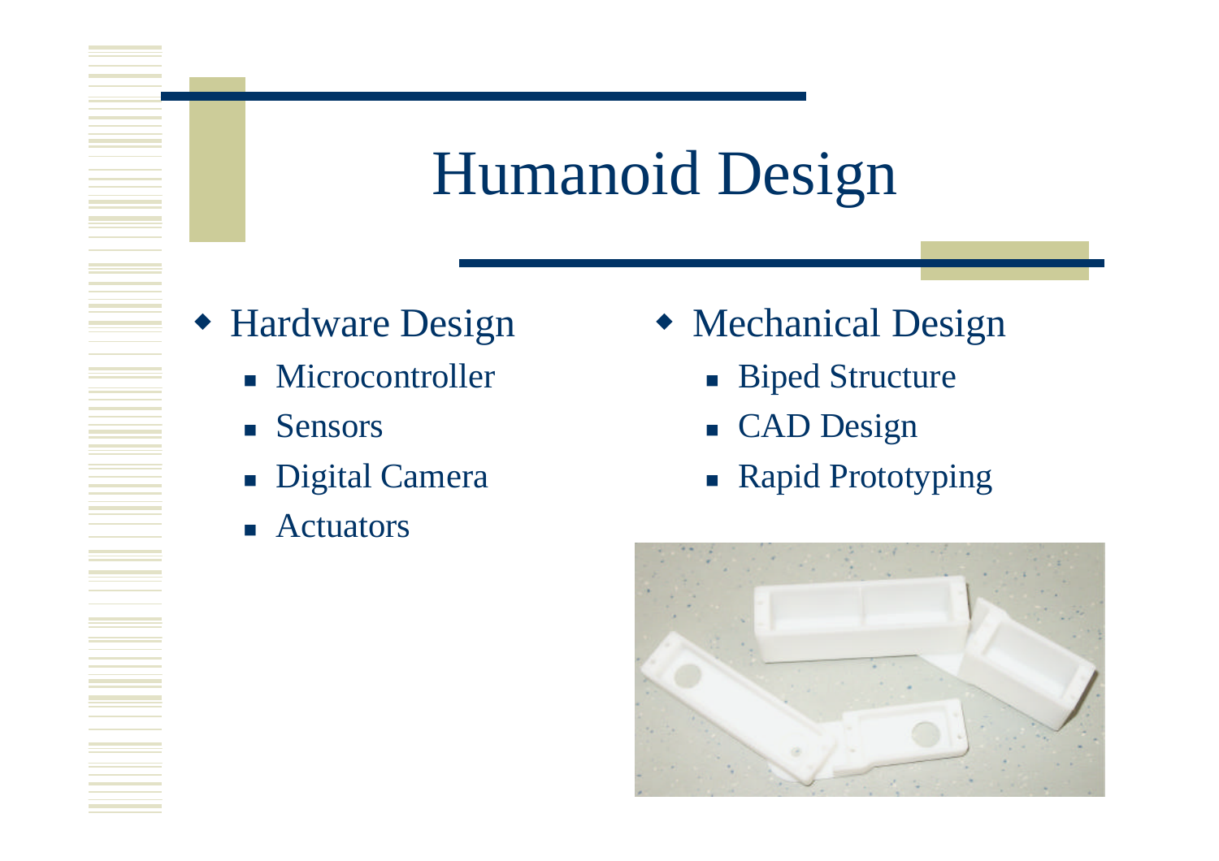# Humanoid Design

- Hardware Design
  - Microcontroller
  - Sensors
  - Digital Camera
  - Actuators
- Mechanical Design
  - Biped Structure
  - CAD Design
  - Rapid Prototyping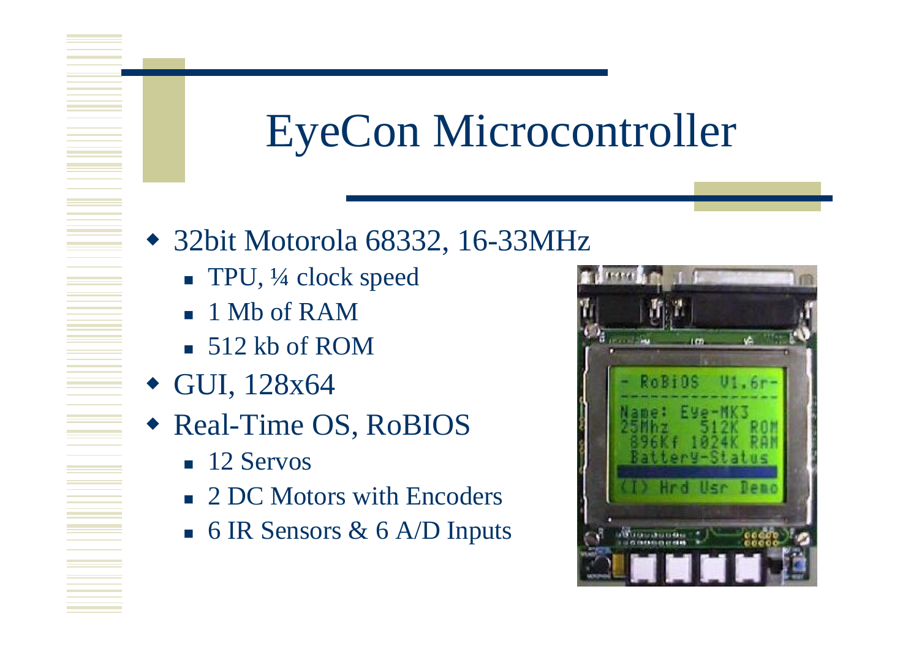# EyeCon Microcontroller

- 32bit Motorola 68332, 16-33MHz
  - TPU, ¼ clock speed
  - 1 Mb of RAM
  - 512 kb of ROM
- GUI, 128x64
- Real-Time OS, RoBIOS
  - 12 Servos
  - 2 DC Motors with Encoders
  - 6 IR Sensors & 6 A/D Inputs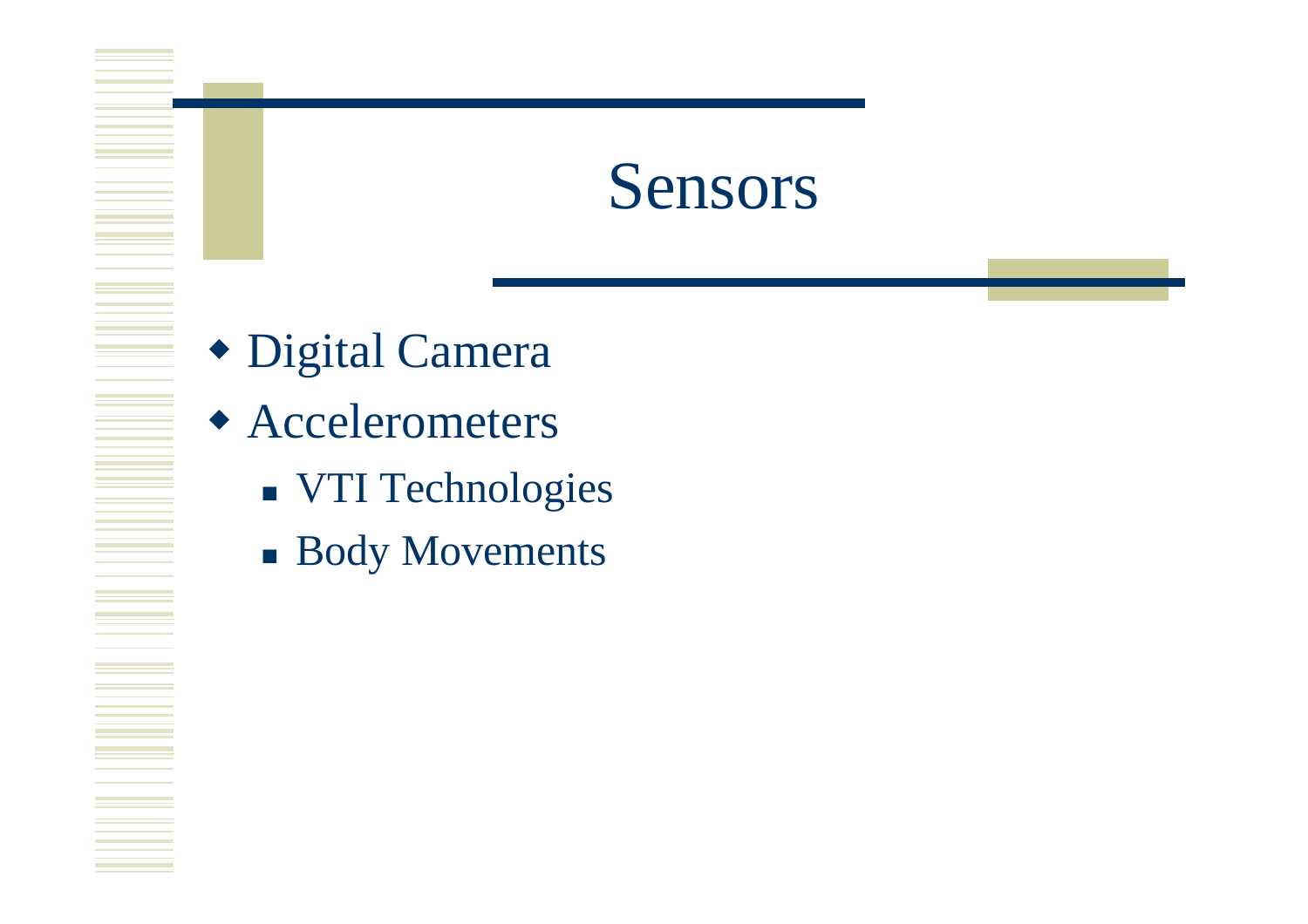# Sensors

- Digital Camera
- Accelerometers
  - VTI Technologies
  - Body Movements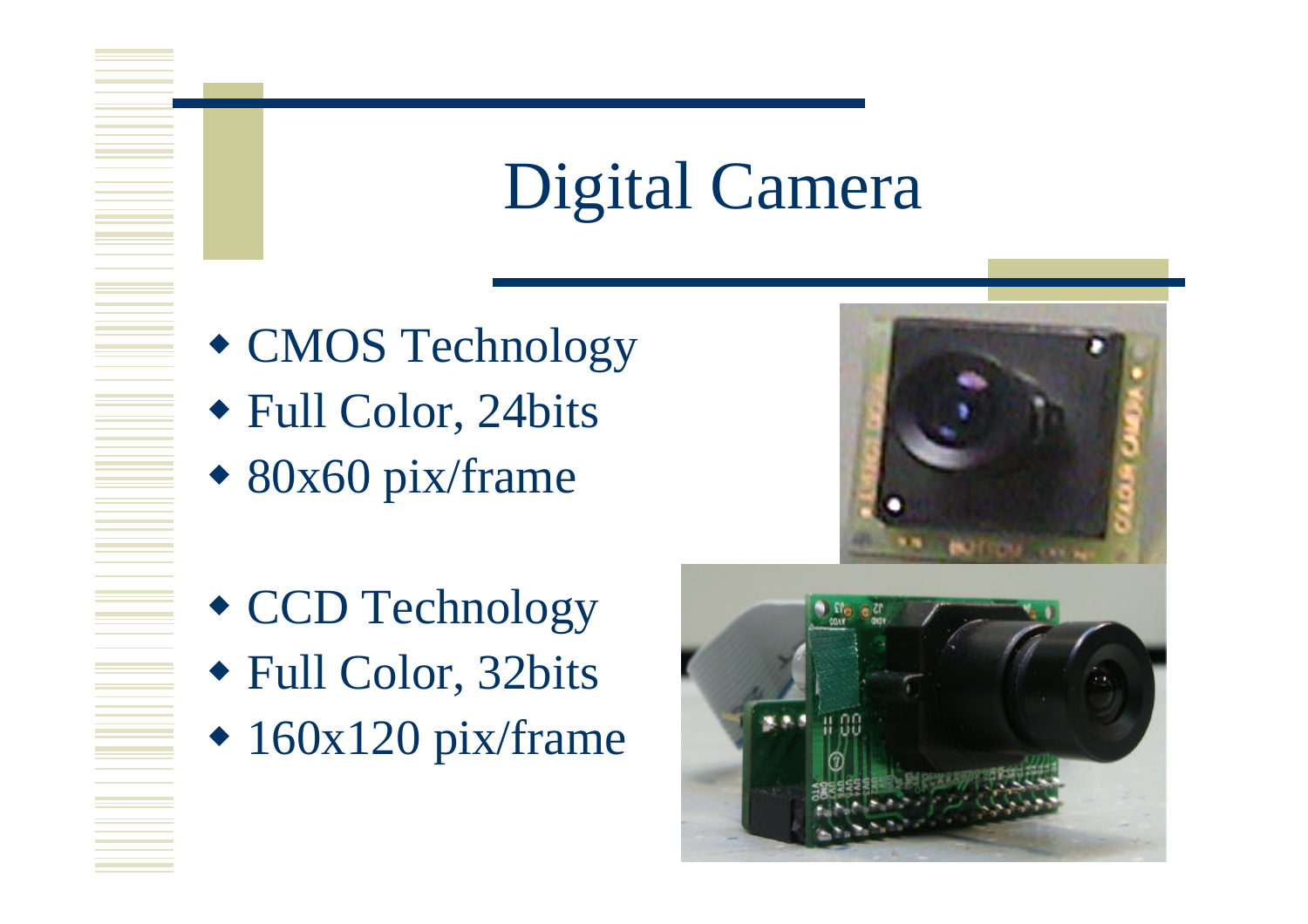# Digital Camera

- CMOS Technology
- Full Color, 24bits
- 80x60 pix/frame

- CCD Technology
- Full Color, 32bits
- 160x120 pix/frame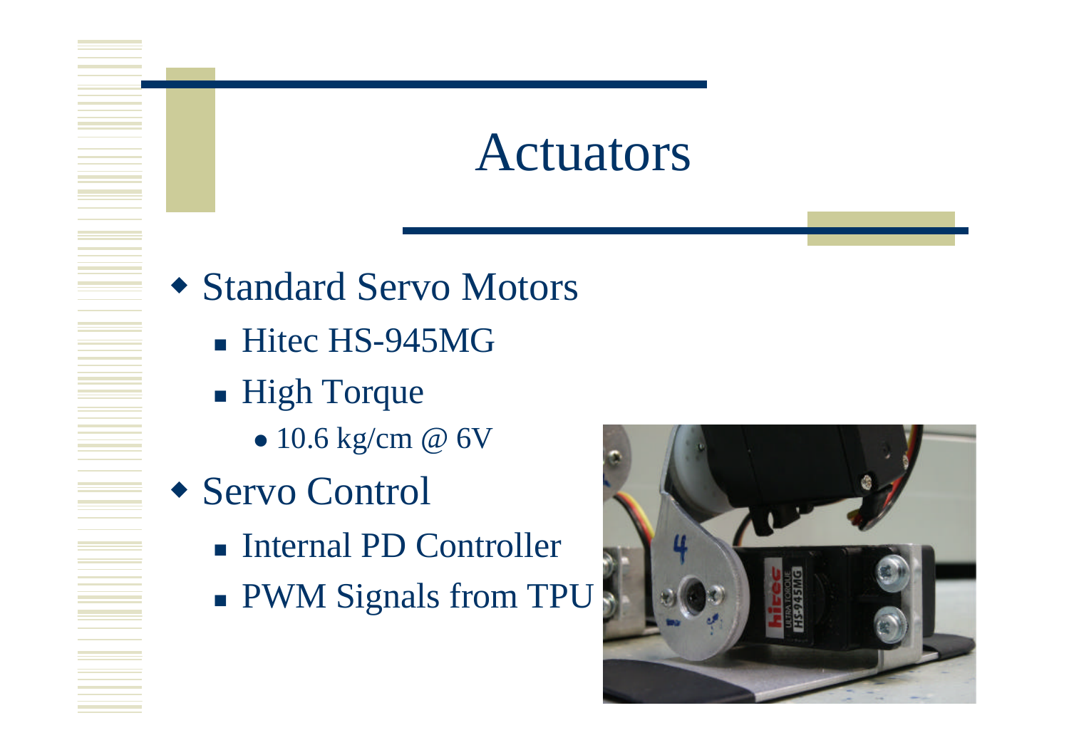# Actuators

- Standard Servo Motors
  - Hitec HS-945MG
  - High Torque
    - 10.6 kg/cm @ 6V
- Servo Control
  - Internal PD Controller
  - PWM Signals from TPU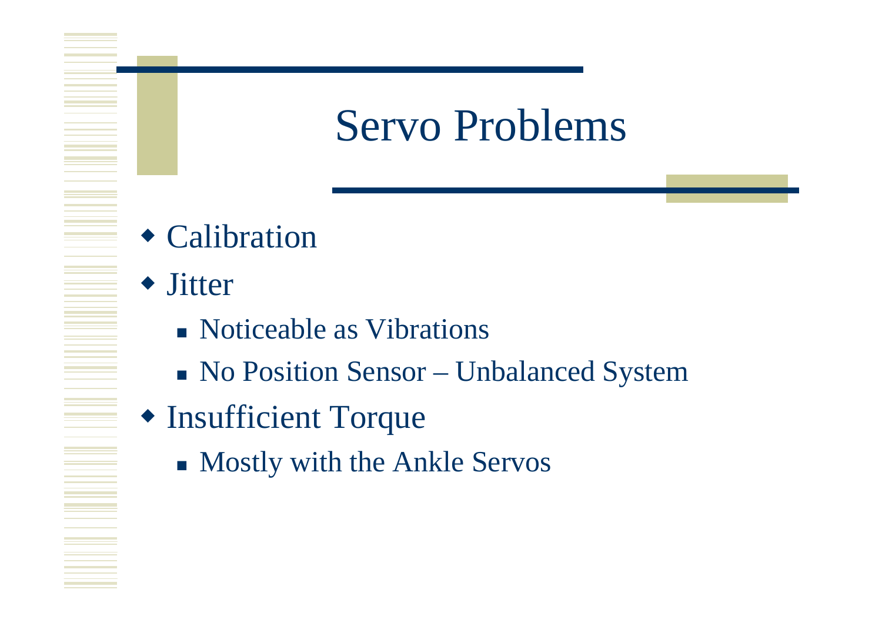# Servo Problems

- Calibration
- Jitter
  - Noticeable as Vibrations
  - No Position Sensor – Unbalanced System
- Insufficient Torque
  - Mostly with the Ankle Servos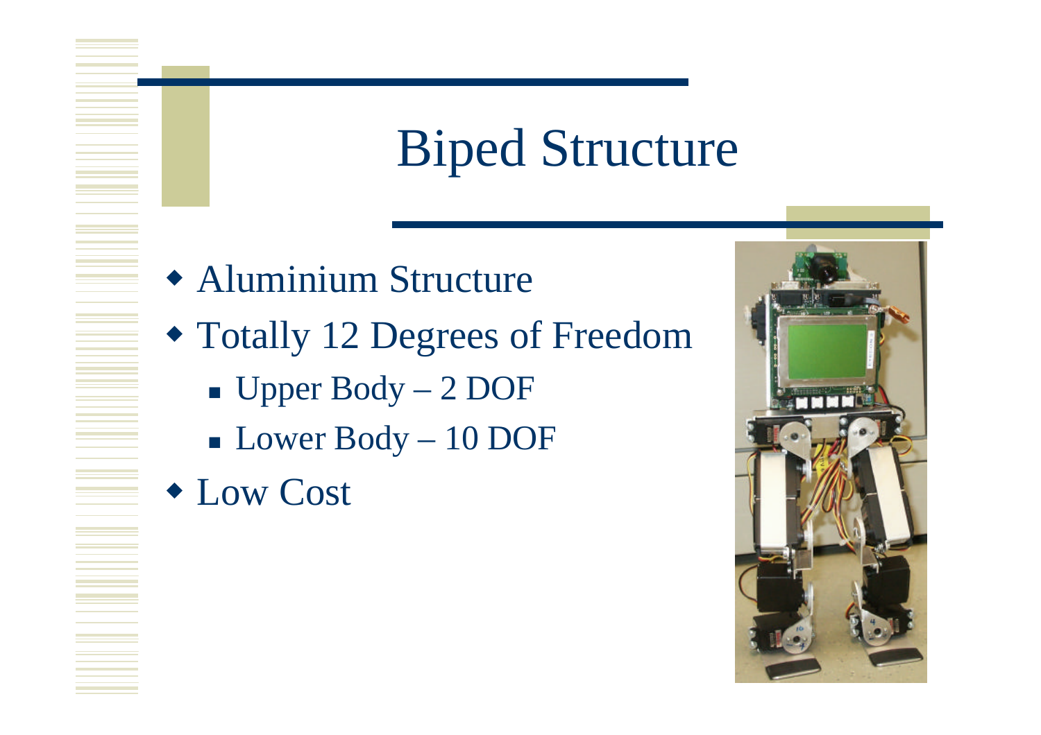# Biped Structure

- Aluminium Structure
- Totally 12 Degrees of Freedom
  - Upper Body – 2 DOF
  - Lower Body – 10 DOF
- Low Cost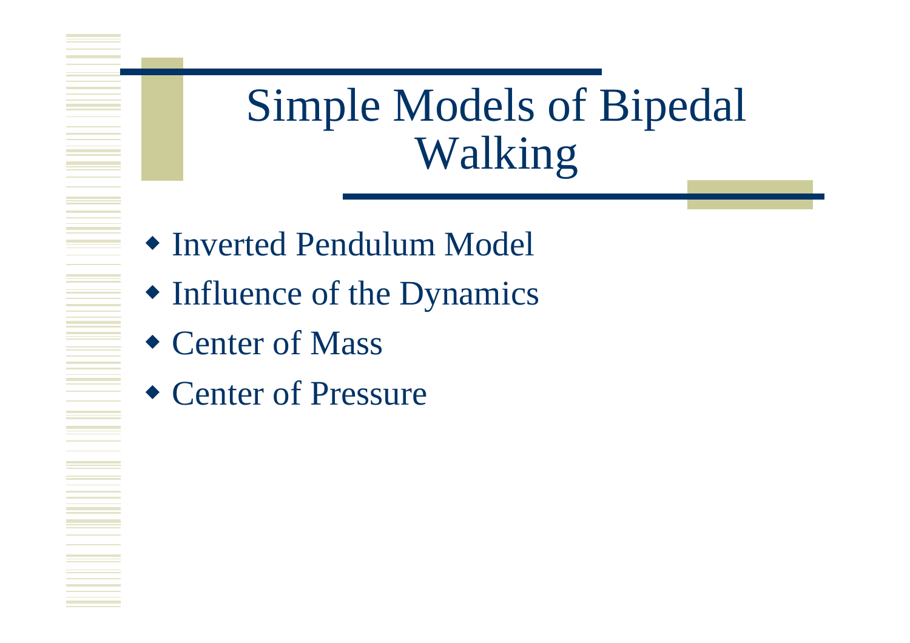# Simple Models of Bipedal Walking

- Inverted Pendulum Model
- Influence of the Dynamics
- Center of Mass
- Center of Pressure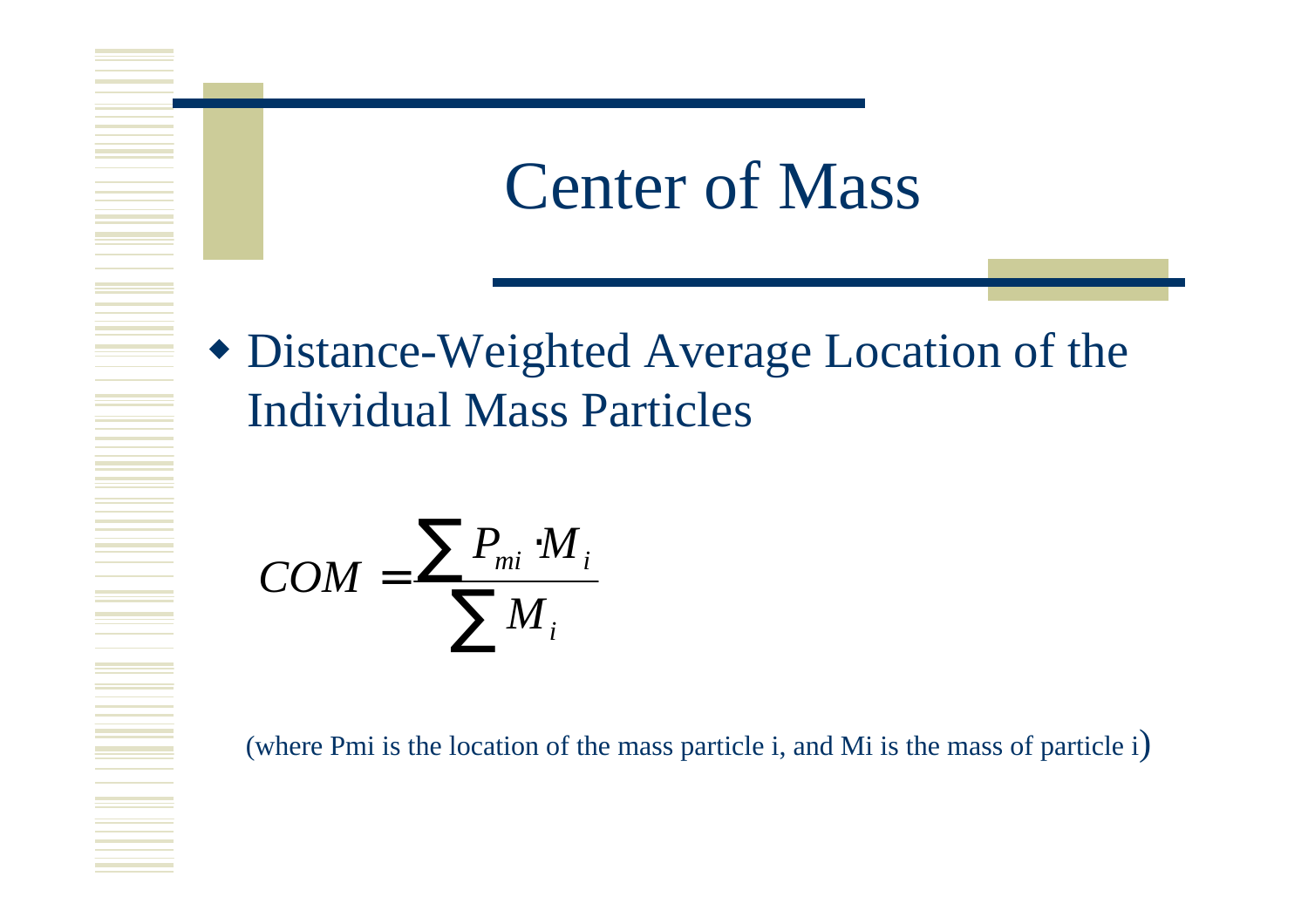# Center of Mass

- Distance-Weighted Average Location of the Individual Mass Particles

$$COM = \frac{\sum P_{mi} \cdot M_i}{\sum M_i}$$

(where Pmi is the location of the mass particle i, and Mi is the mass of particle i)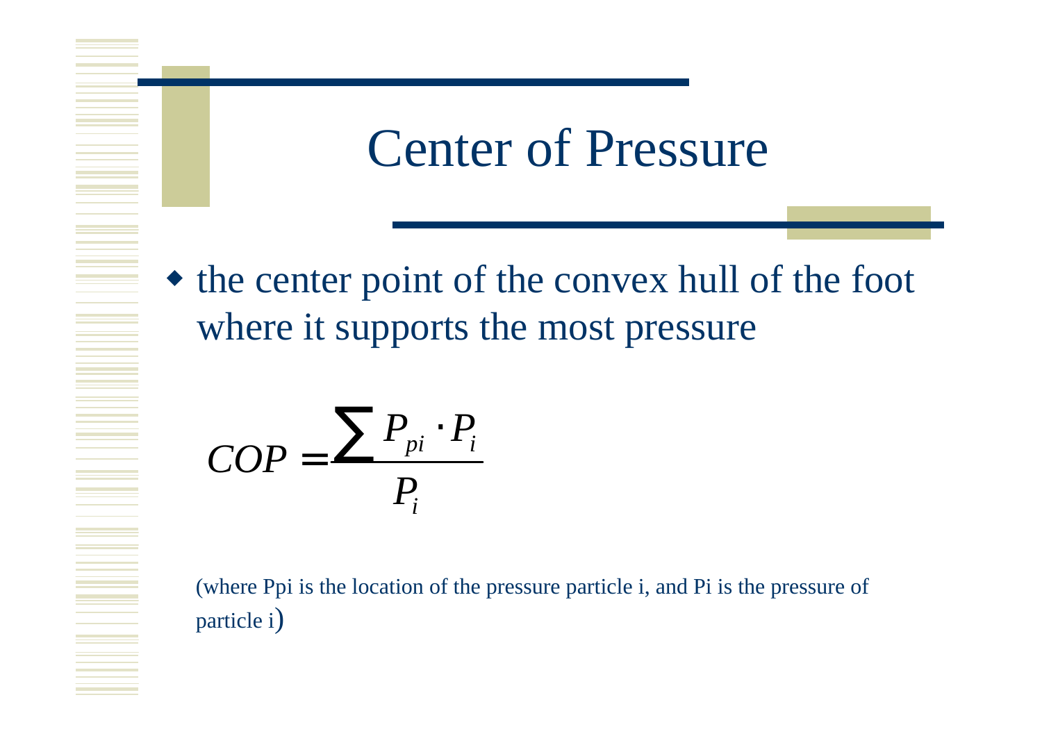# Center of Pressure

- the center point of the convex hull of the foot where it supports the most pressure

$$COP = \frac{\sum P_{pi} \cdot P_i}{P_i}$$

(where Ppi is the location of the pressure particle i, and Pi is the pressure of particle i)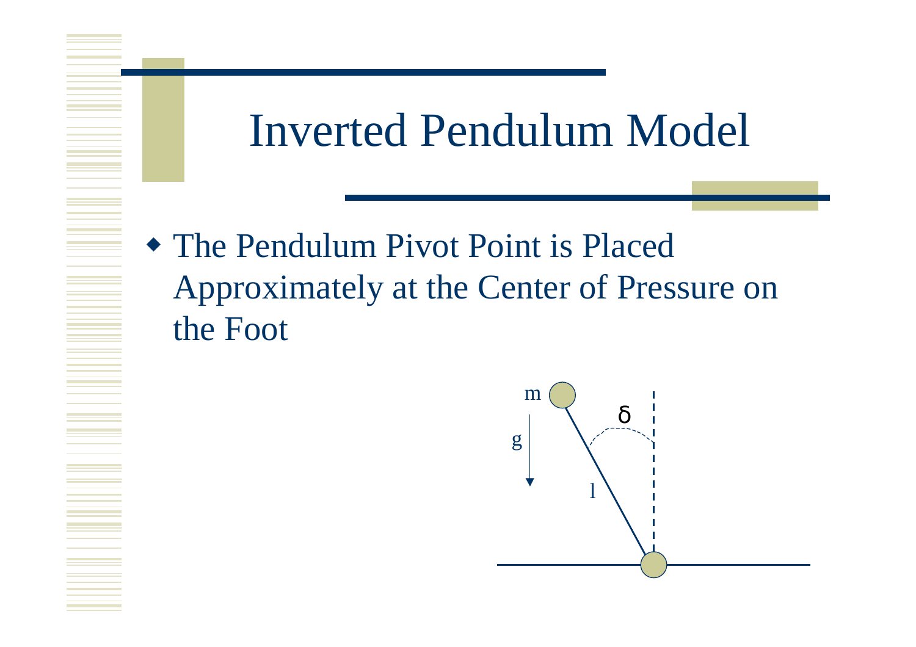# Inverted Pendulum Model

- The Pendulum Pivot Point is Placed Approximately at the Center of Pressure on the Foot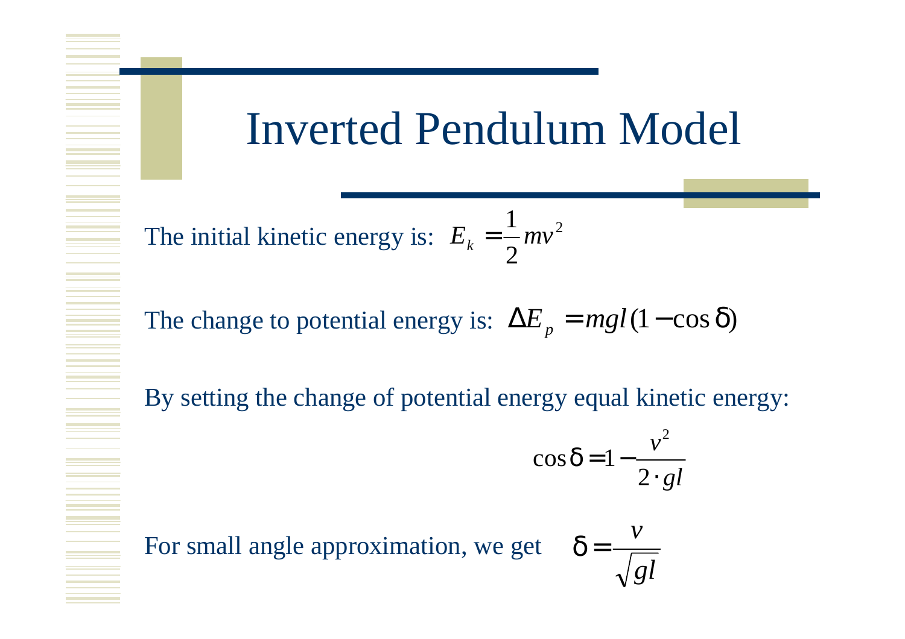# Inverted Pendulum Model

The initial kinetic energy is: $E_k = \frac{1}{2}mv^2$

The change to potential energy is: $\Delta E_p = mgl(1 - \cos\delta)$

By setting the change of potential energy equal kinetic energy:

$$\cos\delta = 1 - \frac{v^2}{2 \cdot gl}$$

For small angle approximation, we get $\delta = \frac{v}{\sqrt{gl}}$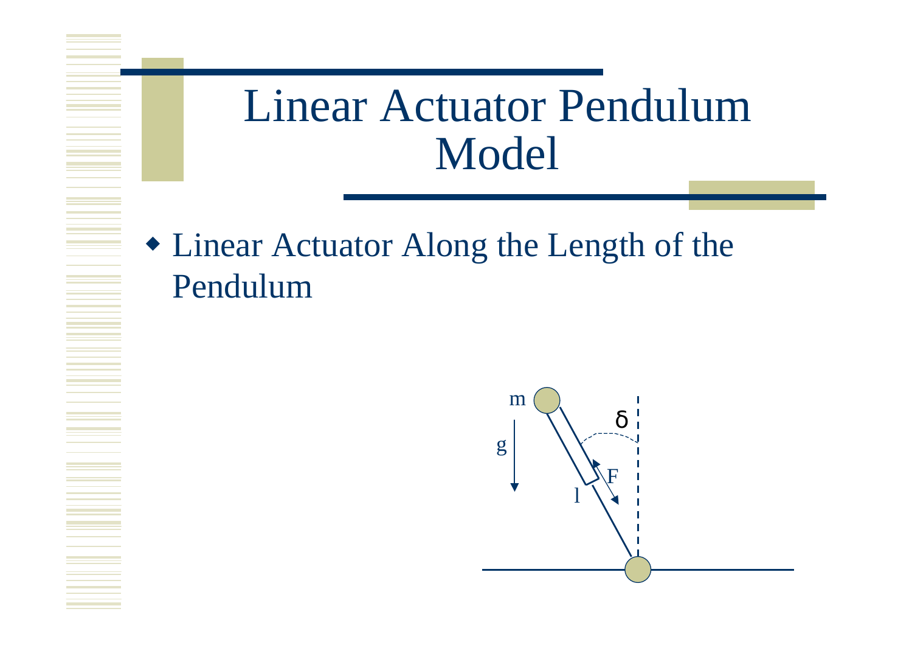# Linear Actuator Pendulum Model

- Linear Actuator Along the Length of the Pendulum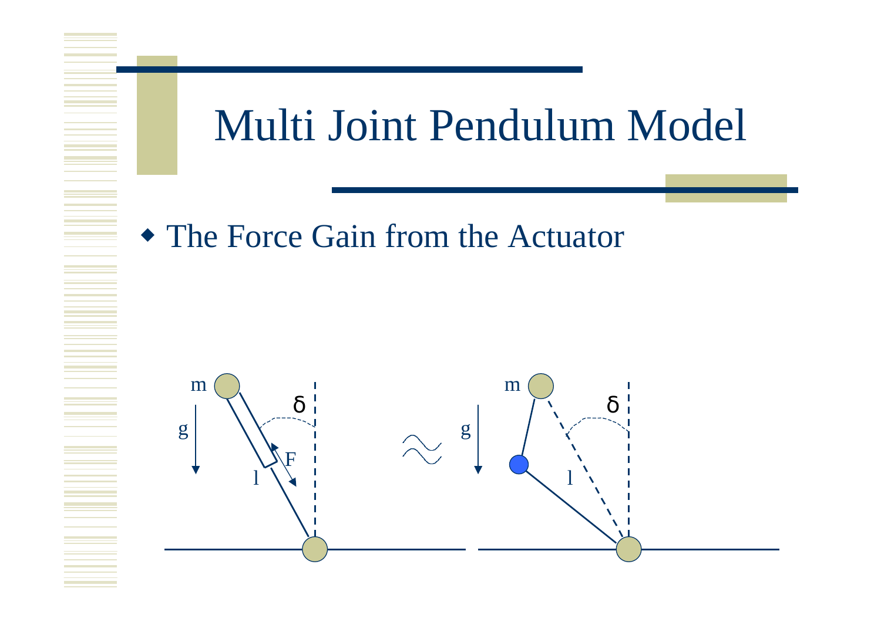# Multi Joint Pendulum Model

- The Force Gain from the Actuator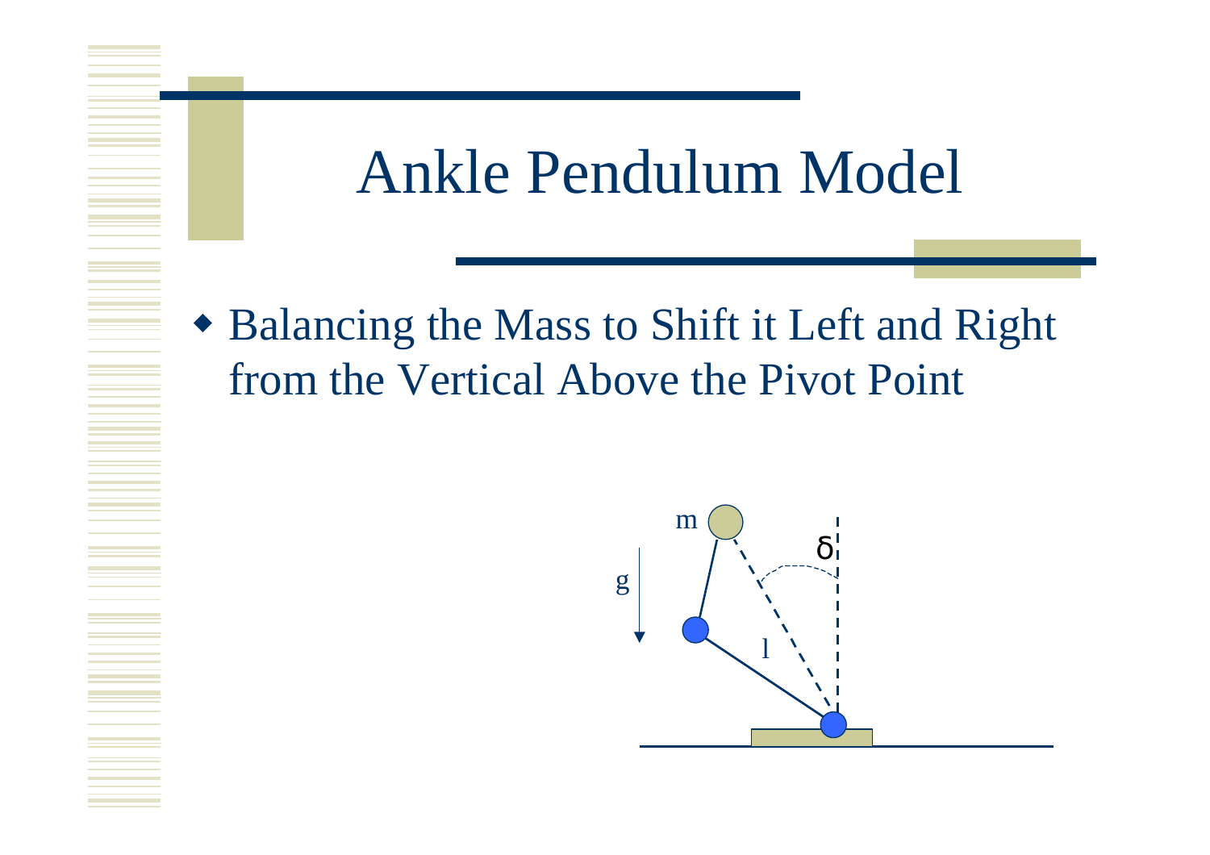# Ankle Pendulum Model

- Balancing the Mass to Shift it Left and Right from the Vertical Above the Pivot Point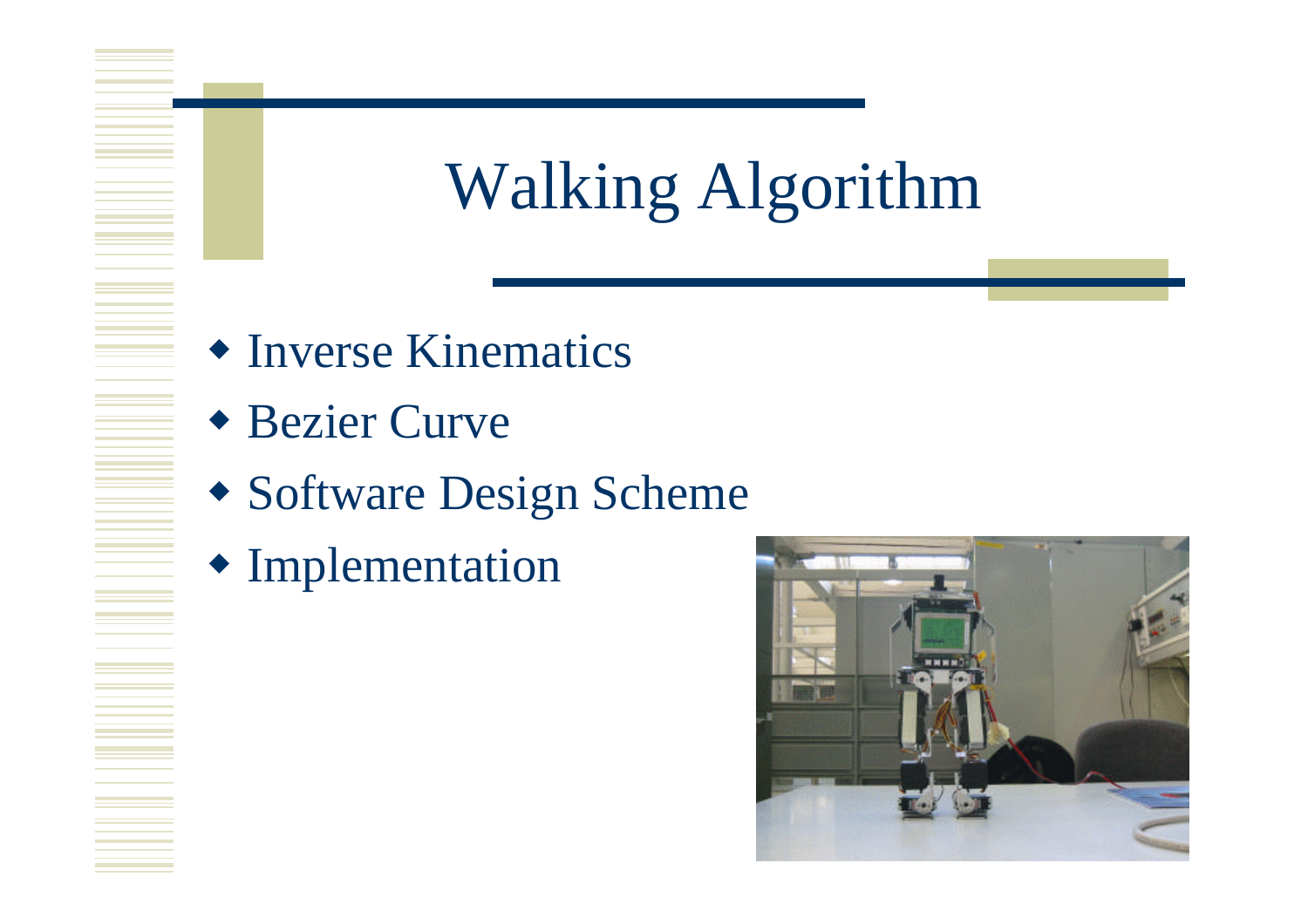# Walking Algorithm

- Inverse Kinematics
- Bezier Curve
- Software Design Scheme
- Implementation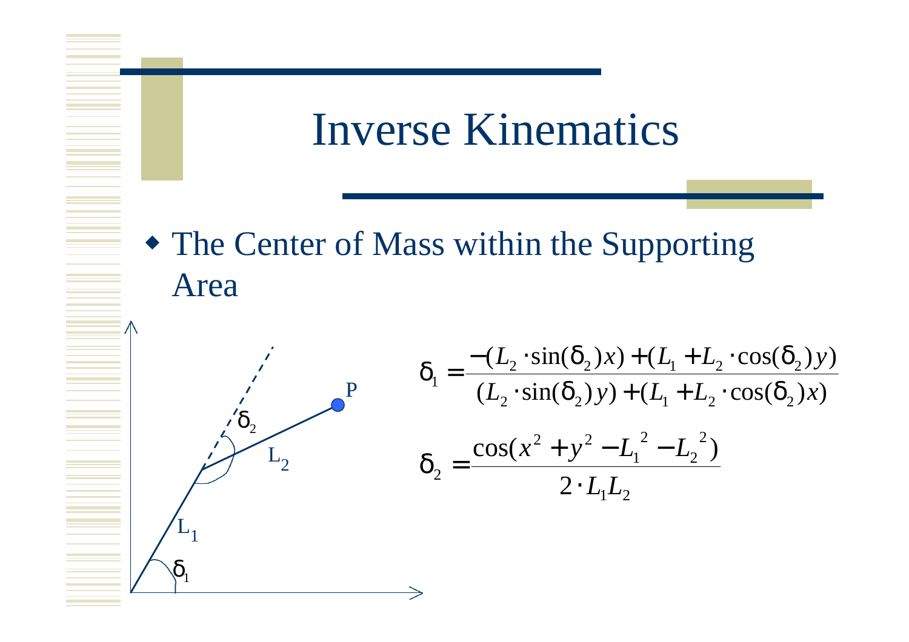# Inverse Kinematics

- The Center of Mass within the Supporting Area

$$\delta_1 = \frac{-(L_2 \cdot \sin(\delta_2)x) + (L_1 + L_2 \cdot \cos(\delta_2)y)}{(L_2 \cdot \sin(\delta_2)y) + (L_1 + L_2 \cdot \cos(\delta_2)x)}$$

$$\delta_2 = \frac{\cos(x^2 + y^2 - L_1^{\,2} - L_2^{\,2})}{2 \cdot L_1 L_2}$$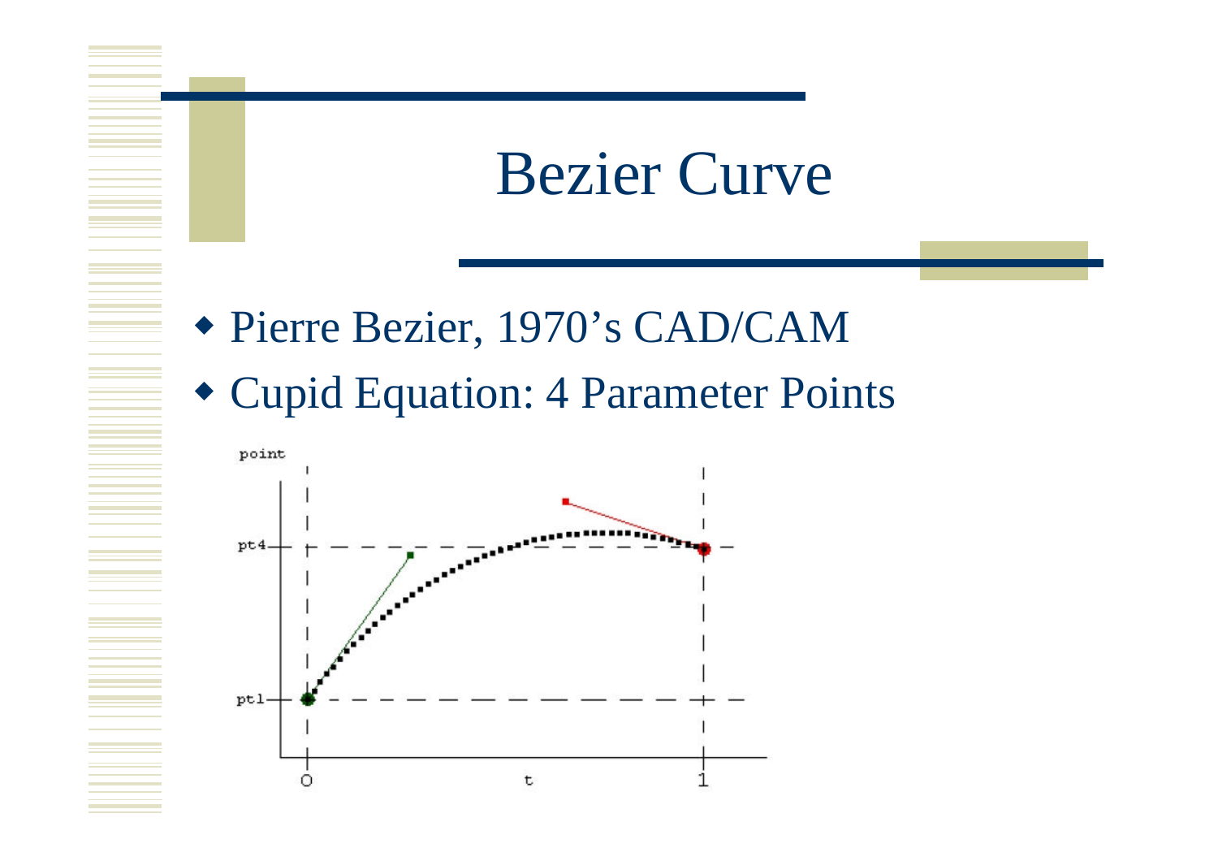# Bezier Curve

- Pierre Bezier, 1970's CAD/CAM
- Cupid Equation: 4 Parameter Points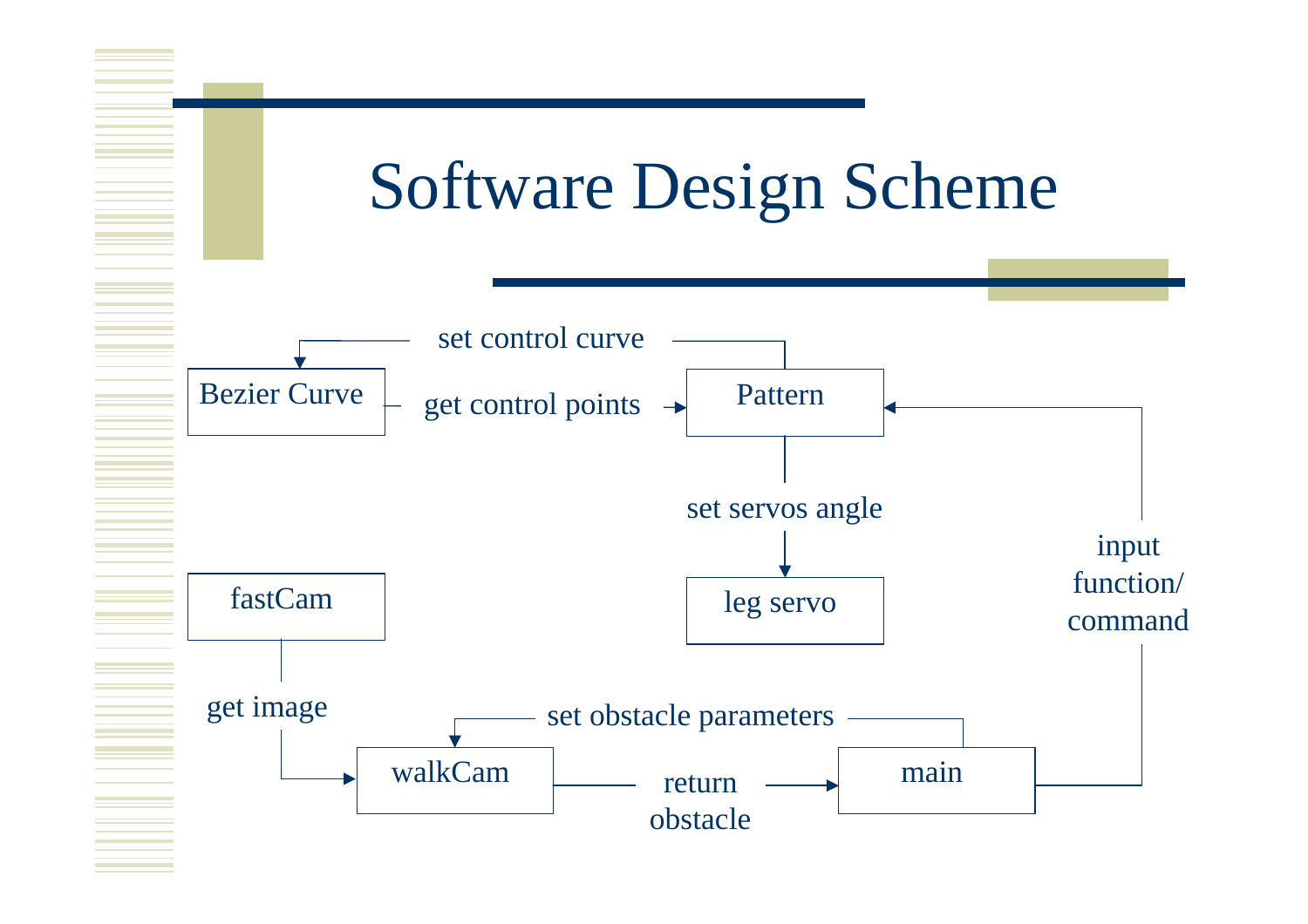# Software Design Scheme

Bezier Curve

set control curve

get control points

Pattern

set servos angle

leg servo

input function/ command

fastCam

get image

walkCam

set obstacle parameters

return obstacle

main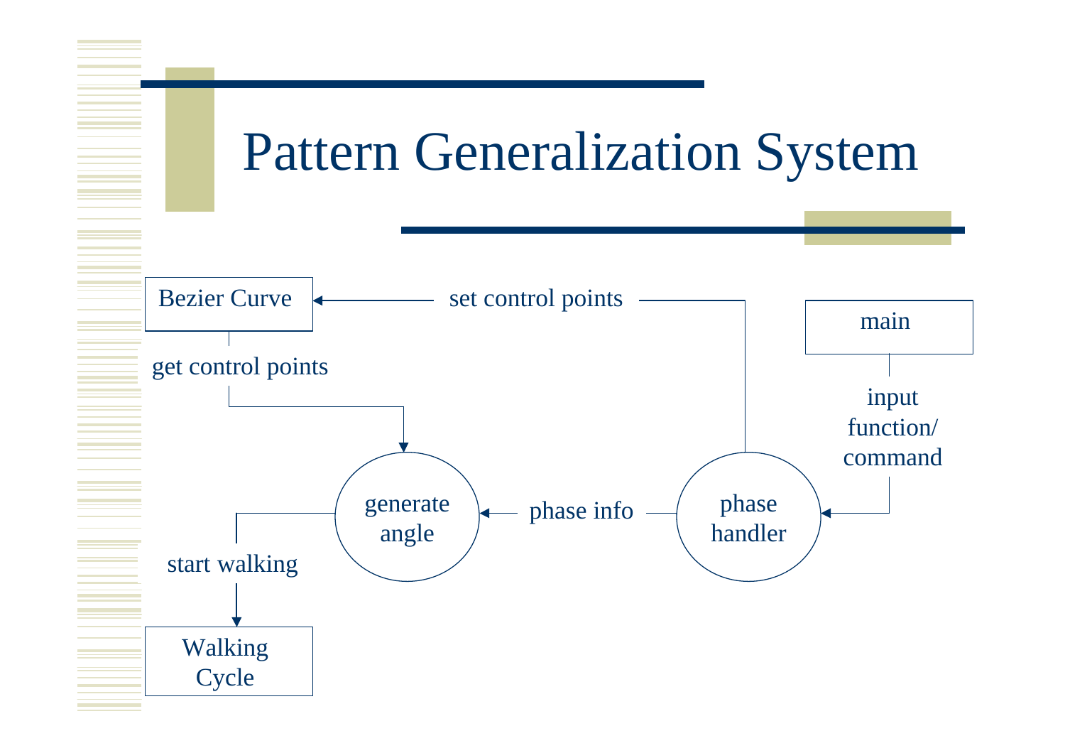# Pattern Generalization System

Bezier Curve

set control points

main

get control points

input function/ command

generate angle

phase info

phase handler

start walking

Walking Cycle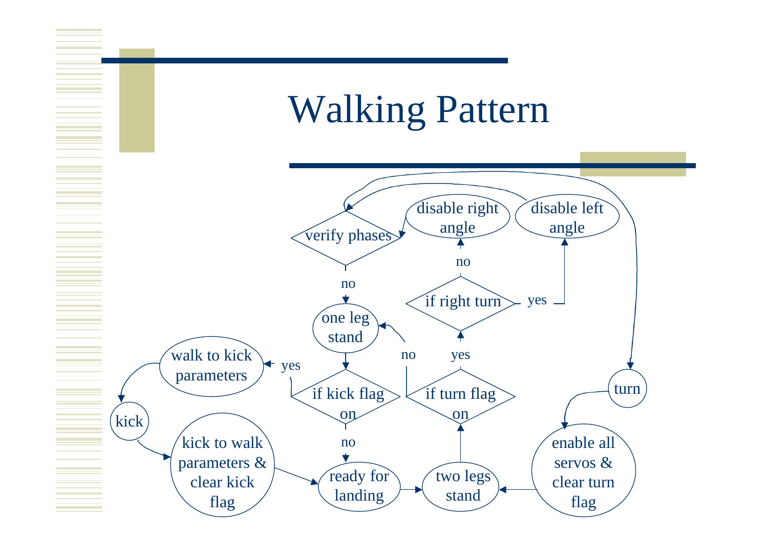# Walking Pattern

verify phases

disable right angle

disable left angle

no

no

if right turn

yes

one leg stand

no

yes

walk to kick parameters

yes

if kick flag on

if turn flag on

turn

kick

no

kick to walk parameters & clear kick flag

ready for landing

two legs stand

enable all servos & clear turn flag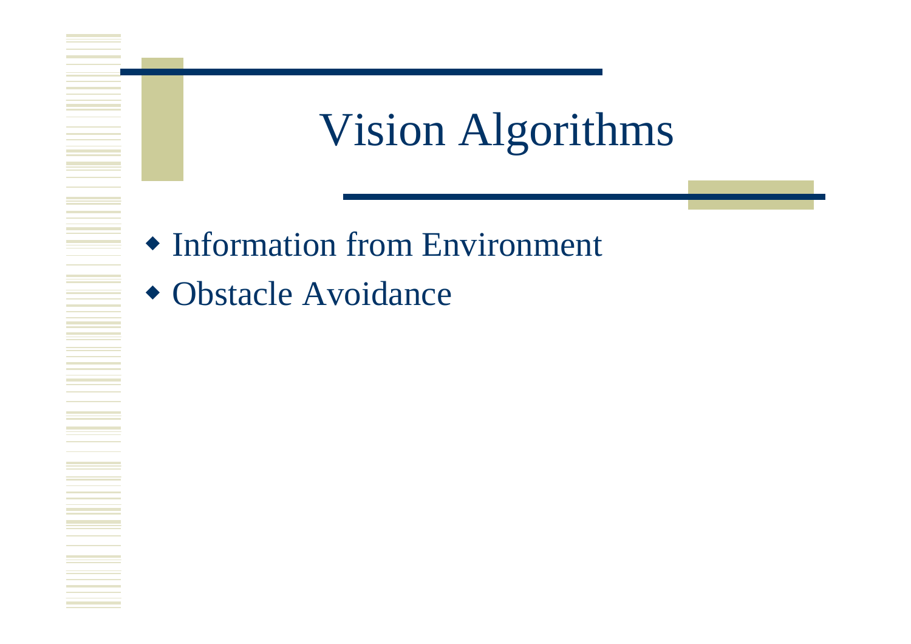# Vision Algorithms

- Information from Environment
- Obstacle Avoidance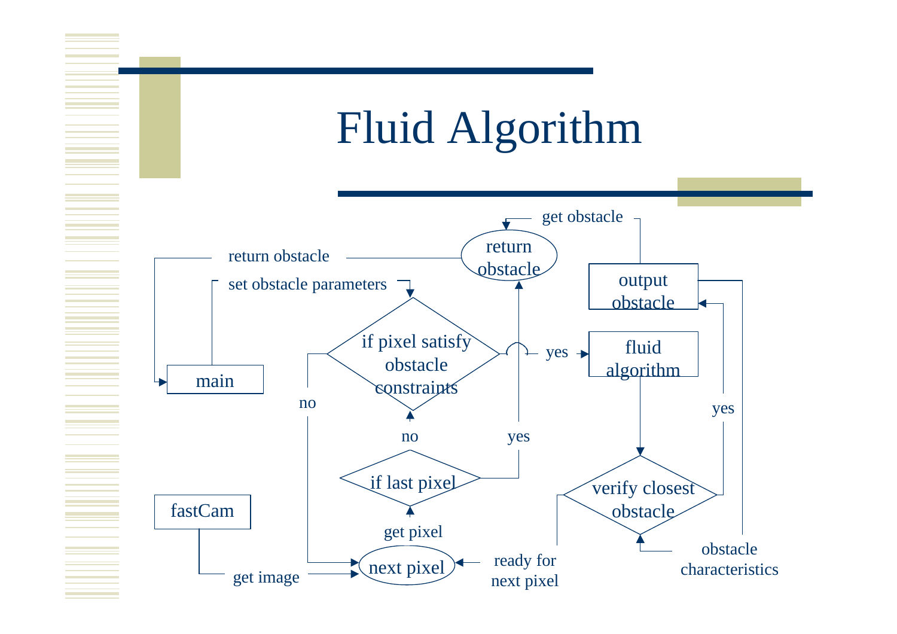# Fluid Algorithm

return obstacle

get obstacle

set obstacle parameters

return obstacle

output obstacle

if pixel satisfy obstacle constraints

yes

fluid algorithm

main

no

yes

no

yes

verify closest obstacle

if last pixel

fastCam

get pixel

obstacle characteristics

ready for next pixel

next pixel

get image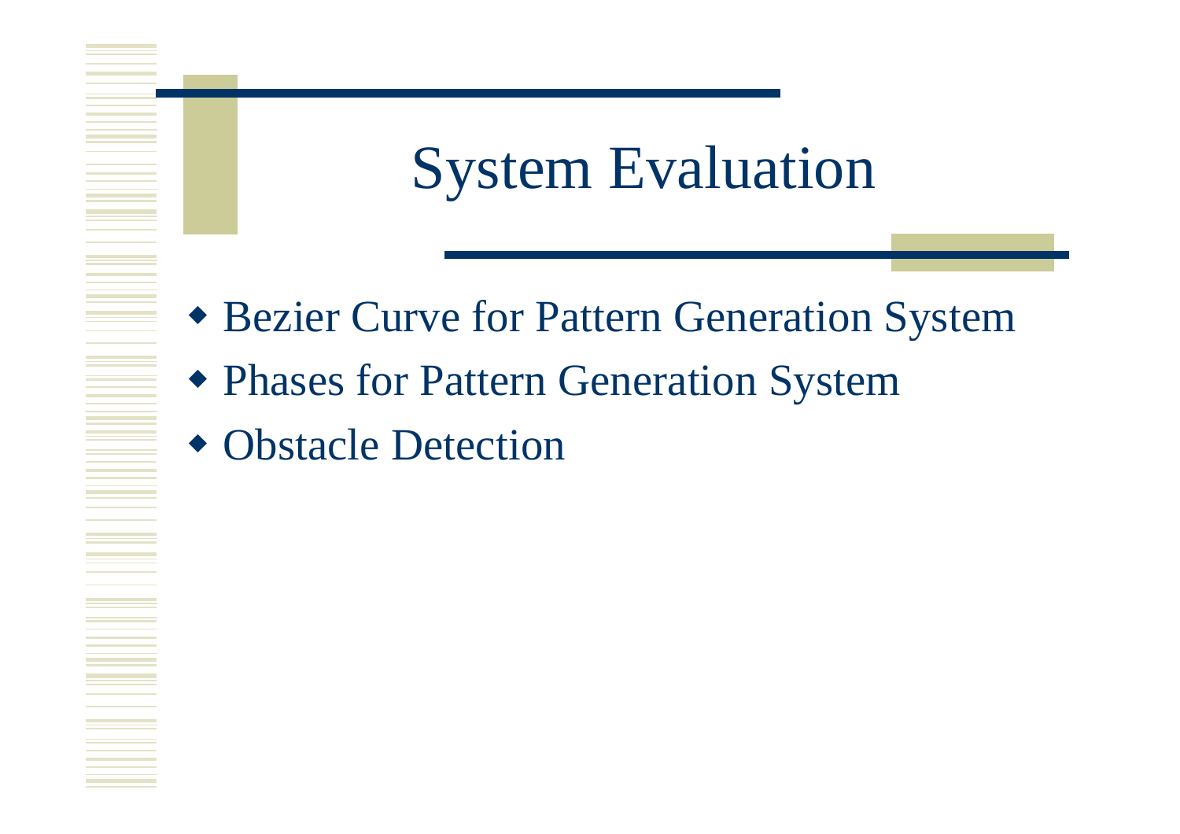# System Evaluation

- Bezier Curve for Pattern Generation System
- Phases for Pattern Generation System
- Obstacle Detection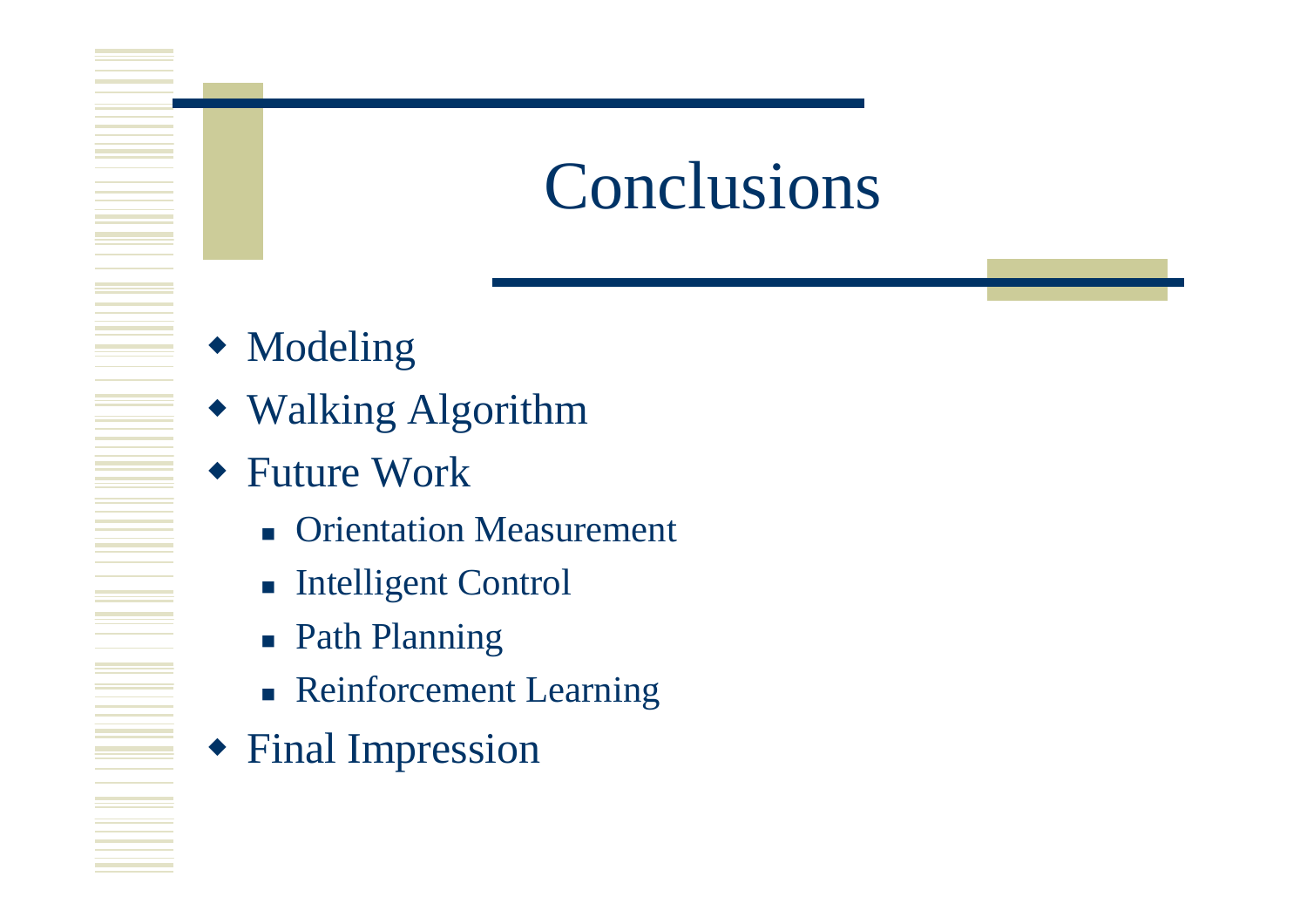# Conclusions

- Modeling
- Walking Algorithm
- Future Work
  - Orientation Measurement
  - Intelligent Control
  - Path Planning
  - Reinforcement Learning
- Final Impression